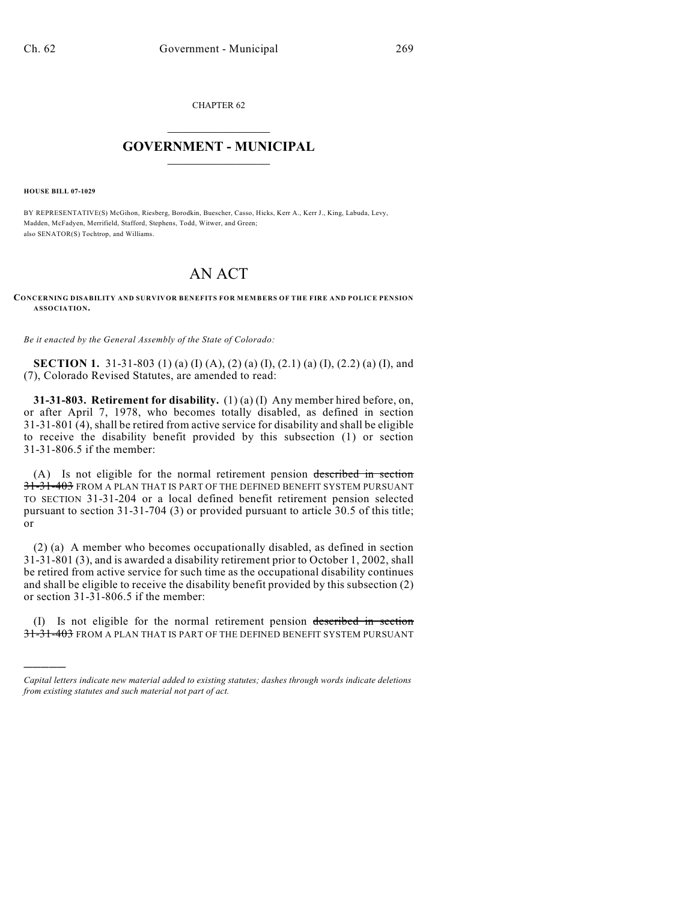CHAPTER 62

# GOVERNMENT - MUNICIPAL

**HOUSE BILL 07-1029**

BY REPRESENTATIVE(S) McGihon, Riesberg, Borodkin, Buescher, Casso, Hicks, Kerr A., Kerr J., King, Labuda, Levy, Madden, McFadyen, Merrifield, Stafford, Stephens, Todd, Witwer, and Green;
also SENATOR(S) Tochtrop, and Williams.

# AN ACT

**CONCERNING DISABILITY AND SURVIVOR BENEFITS FOR MEMBERS OF THE FIRE AND POLICE PENSION ASSOCIATION.**

*Be it enacted by the General Assembly of the State of Colorado:*

**SECTION 1.** 31-31-803 (1) (a) (I) (A), (2) (a) (I), (2.1) (a) (I), (2.2) (a) (I), and (7), Colorado Revised Statutes, are amended to read:

**31-31-803. Retirement for disability.** (1) (a) (I) Any member hired before, on, or after April 7, 1978, who becomes totally disabled, as defined in section 31-31-801 (4), shall be retired from active service for disability and shall be eligible to receive the disability benefit provided by this subsection (1) or section 31-31-806.5 if the member:

(A) Is not eligible for the normal retirement pension ~~described in section 31-31-403~~ FROM A PLAN THAT IS PART OF THE DEFINED BENEFIT SYSTEM PURSUANT TO SECTION 31-31-204 or a local defined benefit retirement pension selected pursuant to section 31-31-704 (3) or provided pursuant to article 30.5 of this title; or

(2) (a) A member who becomes occupationally disabled, as defined in section 31-31-801 (3), and is awarded a disability retirement prior to October 1, 2002, shall be retired from active service for such time as the occupational disability continues and shall be eligible to receive the disability benefit provided by this subsection (2) or section 31-31-806.5 if the member:

(I) Is not eligible for the normal retirement pension ~~described in section 31-31-403~~ FROM A PLAN THAT IS PART OF THE DEFINED BENEFIT SYSTEM PURSUANT

*Capital letters indicate new material added to existing statutes; dashes through words indicate deletions from existing statutes and such material not part of act.*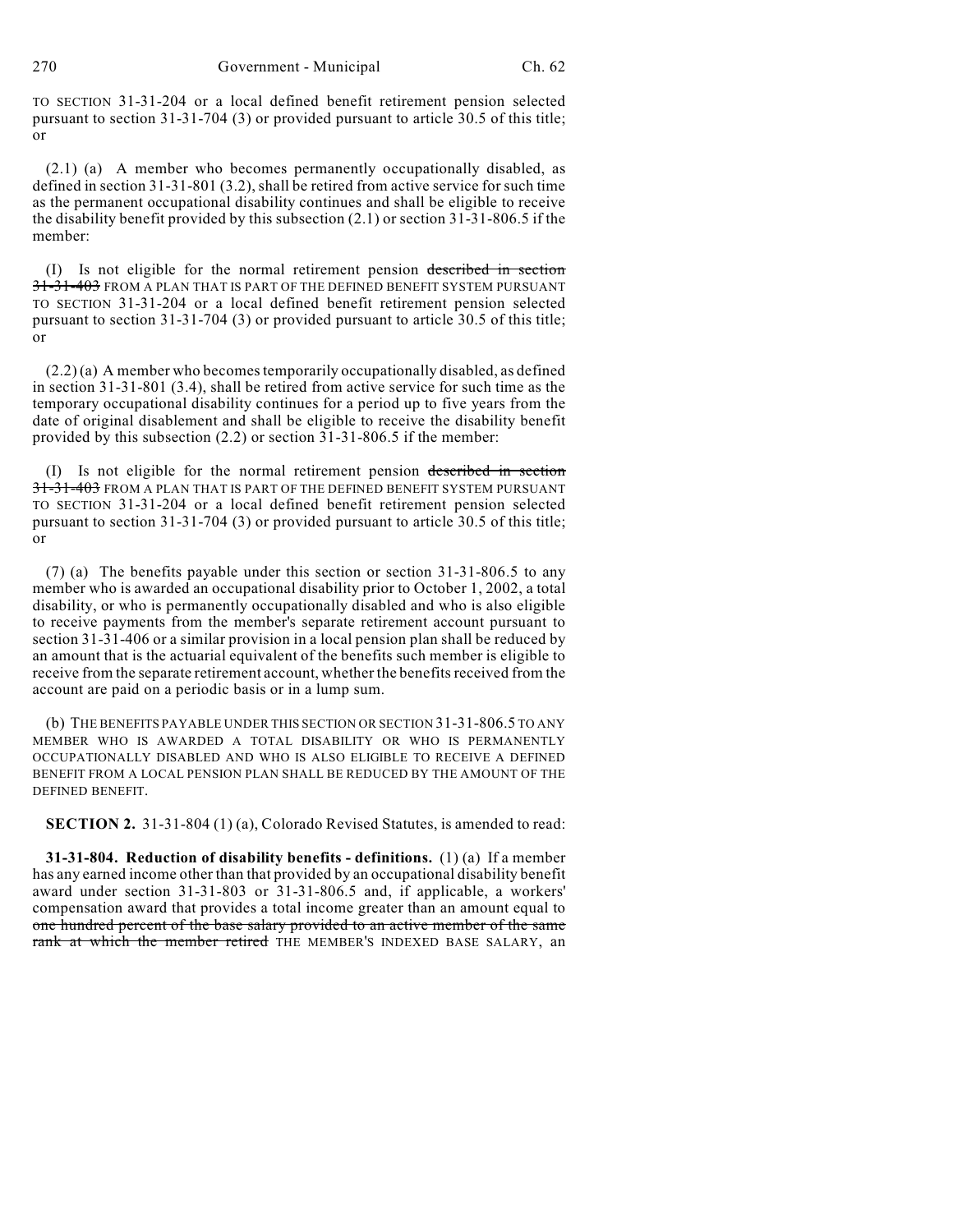TO SECTION 31-31-204 or a local defined benefit retirement pension selected pursuant to section 31-31-704 (3) or provided pursuant to article 30.5 of this title; or

(2.1) (a) A member who becomes permanently occupationally disabled, as defined in section 31-31-801 (3.2), shall be retired from active service for such time as the permanent occupational disability continues and shall be eligible to receive the disability benefit provided by this subsection (2.1) or section 31-31-806.5 if the member:

(I) Is not eligible for the normal retirement pension ~~described in section 31-31-403~~ FROM A PLAN THAT IS PART OF THE DEFINED BENEFIT SYSTEM PURSUANT TO SECTION 31-31-204 or a local defined benefit retirement pension selected pursuant to section 31-31-704 (3) or provided pursuant to article 30.5 of this title; or

(2.2) (a) A member who becomes temporarily occupationally disabled, as defined in section 31-31-801 (3.4), shall be retired from active service for such time as the temporary occupational disability continues for a period up to five years from the date of original disablement and shall be eligible to receive the disability benefit provided by this subsection (2.2) or section 31-31-806.5 if the member:

(I) Is not eligible for the normal retirement pension ~~described in section 31-31-403~~ FROM A PLAN THAT IS PART OF THE DEFINED BENEFIT SYSTEM PURSUANT TO SECTION 31-31-204 or a local defined benefit retirement pension selected pursuant to section 31-31-704 (3) or provided pursuant to article 30.5 of this title; or

(7) (a) The benefits payable under this section or section 31-31-806.5 to any member who is awarded an occupational disability prior to October 1, 2002, a total disability, or who is permanently occupationally disabled and who is also eligible to receive payments from the member's separate retirement account pursuant to section 31-31-406 or a similar provision in a local pension plan shall be reduced by an amount that is the actuarial equivalent of the benefits such member is eligible to receive from the separate retirement account, whether the benefits received from the account are paid on a periodic basis or in a lump sum.

(b) THE BENEFITS PAYABLE UNDER THIS SECTION OR SECTION 31-31-806.5 TO ANY MEMBER WHO IS AWARDED A TOTAL DISABILITY OR WHO IS PERMANENTLY OCCUPATIONALLY DISABLED AND WHO IS ALSO ELIGIBLE TO RECEIVE A DEFINED BENEFIT FROM A LOCAL PENSION PLAN SHALL BE REDUCED BY THE AMOUNT OF THE DEFINED BENEFIT.

**SECTION 2.** 31-31-804 (1) (a), Colorado Revised Statutes, is amended to read:

**31-31-804. Reduction of disability benefits - definitions.** (1) (a) If a member has any earned income other than that provided by an occupational disability benefit award under section 31-31-803 or 31-31-806.5 and, if applicable, a workers' compensation award that provides a total income greater than an amount equal to ~~one hundred percent of the base salary provided to an active member of the same rank at which the member retired~~ THE MEMBER'S INDEXED BASE SALARY, an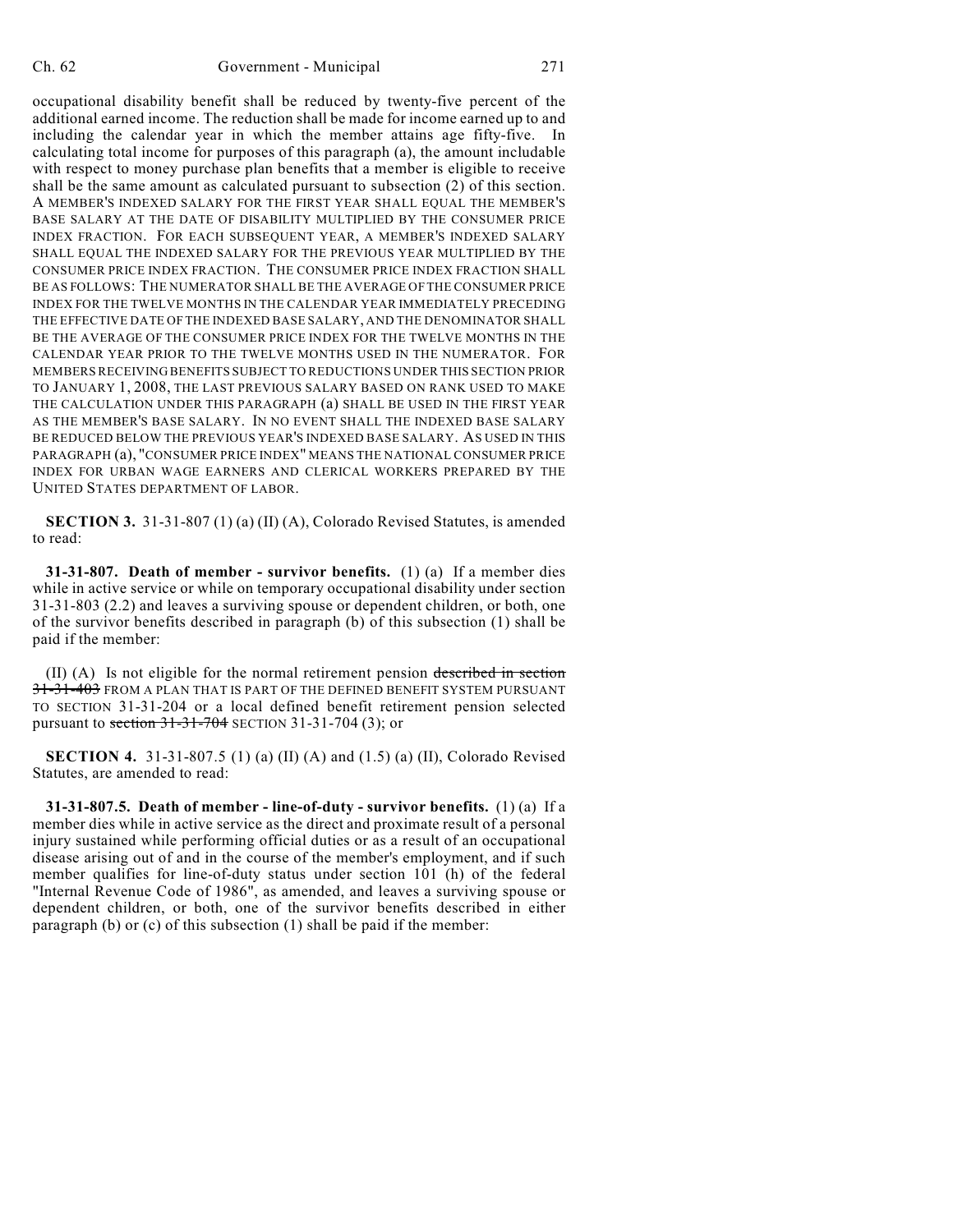occupational disability benefit shall be reduced by twenty-five percent of the additional earned income. The reduction shall be made for income earned up to and including the calendar year in which the member attains age fifty-five. In calculating total income for purposes of this paragraph (a), the amount includable with respect to money purchase plan benefits that a member is eligible to receive shall be the same amount as calculated pursuant to subsection (2) of this section. A MEMBER'S INDEXED SALARY FOR THE FIRST YEAR SHALL EQUAL THE MEMBER'S BASE SALARY AT THE DATE OF DISABILITY MULTIPLIED BY THE CONSUMER PRICE INDEX FRACTION. FOR EACH SUBSEQUENT YEAR, A MEMBER'S INDEXED SALARY SHALL EQUAL THE INDEXED SALARY FOR THE PREVIOUS YEAR MULTIPLIED BY THE CONSUMER PRICE INDEX FRACTION. THE CONSUMER PRICE INDEX FRACTION SHALL BE AS FOLLOWS: THE NUMERATOR SHALL BE THE AVERAGE OF THE CONSUMER PRICE INDEX FOR THE TWELVE MONTHS IN THE CALENDAR YEAR IMMEDIATELY PRECEDING THE EFFECTIVE DATE OF THE INDEXED BASE SALARY, AND THE DENOMINATOR SHALL BE THE AVERAGE OF THE CONSUMER PRICE INDEX FOR THE TWELVE MONTHS IN THE CALENDAR YEAR PRIOR TO THE TWELVE MONTHS USED IN THE NUMERATOR. FOR MEMBERS RECEIVING BENEFITS SUBJECT TO REDUCTIONS UNDER THIS SECTION PRIOR TO JANUARY 1, 2008, THE LAST PREVIOUS SALARY BASED ON RANK USED TO MAKE THE CALCULATION UNDER THIS PARAGRAPH (a) SHALL BE USED IN THE FIRST YEAR AS THE MEMBER'S BASE SALARY. IN NO EVENT SHALL THE INDEXED BASE SALARY BE REDUCED BELOW THE PREVIOUS YEAR'S INDEXED BASE SALARY. AS USED IN THIS PARAGRAPH (a), "CONSUMER PRICE INDEX" MEANS THE NATIONAL CONSUMER PRICE INDEX FOR URBAN WAGE EARNERS AND CLERICAL WORKERS PREPARED BY THE UNITED STATES DEPARTMENT OF LABOR.

**SECTION 3.** 31-31-807 (1) (a) (II) (A), Colorado Revised Statutes, is amended to read:

**31-31-807. Death of member - survivor benefits.** (1) (a) If a member dies while in active service or while on temporary occupational disability under section 31-31-803 (2.2) and leaves a surviving spouse or dependent children, or both, one of the survivor benefits described in paragraph (b) of this subsection (1) shall be paid if the member:

(II) (A) Is not eligible for the normal retirement pension ~~described in section 31-31-403~~ FROM A PLAN THAT IS PART OF THE DEFINED BENEFIT SYSTEM PURSUANT TO SECTION 31-31-204 or a local defined benefit retirement pension selected pursuant to ~~section 31-31-704~~ SECTION 31-31-704 (3); or

**SECTION 4.** 31-31-807.5 (1) (a) (II) (A) and (1.5) (a) (II), Colorado Revised Statutes, are amended to read:

**31-31-807.5. Death of member - line-of-duty - survivor benefits.** (1) (a) If a member dies while in active service as the direct and proximate result of a personal injury sustained while performing official duties or as a result of an occupational disease arising out of and in the course of the member's employment, and if such member qualifies for line-of-duty status under section 101 (h) of the federal "Internal Revenue Code of 1986", as amended, and leaves a surviving spouse or dependent children, or both, one of the survivor benefits described in either paragraph (b) or (c) of this subsection (1) shall be paid if the member: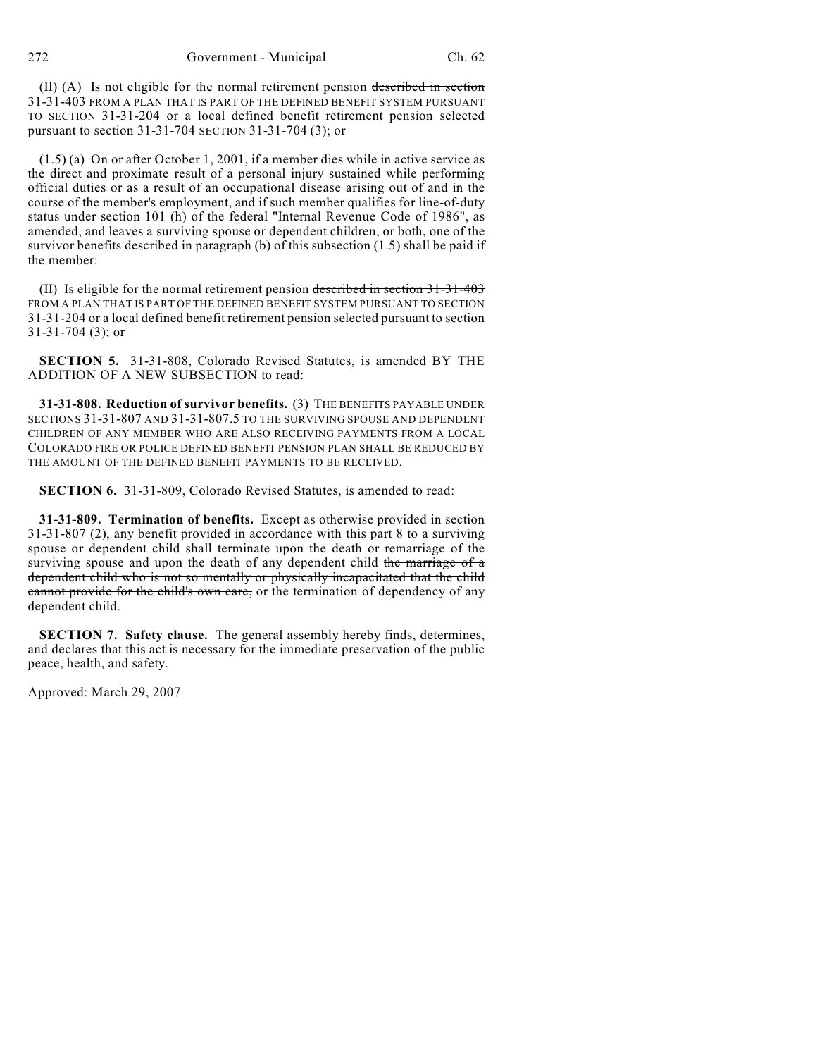(II) (A) Is not eligible for the normal retirement pension ~~described in section 31-31-403~~ FROM A PLAN THAT IS PART OF THE DEFINED BENEFIT SYSTEM PURSUANT TO SECTION 31-31-204 or a local defined benefit retirement pension selected pursuant to ~~section 31-31-704~~ SECTION 31-31-704 (3); or

(1.5) (a) On or after October 1, 2001, if a member dies while in active service as the direct and proximate result of a personal injury sustained while performing official duties or as a result of an occupational disease arising out of and in the course of the member's employment, and if such member qualifies for line-of-duty status under section 101 (h) of the federal "Internal Revenue Code of 1986", as amended, and leaves a surviving spouse or dependent children, or both, one of the survivor benefits described in paragraph (b) of this subsection (1.5) shall be paid if the member:

(II) Is eligible for the normal retirement pension ~~described in section 31-31-403~~ FROM A PLAN THAT IS PART OF THE DEFINED BENEFIT SYSTEM PURSUANT TO SECTION 31-31-204 or a local defined benefit retirement pension selected pursuant to section 31-31-704 (3); or

**SECTION 5.** 31-31-808, Colorado Revised Statutes, is amended BY THE ADDITION OF A NEW SUBSECTION to read:

**31-31-808. Reduction of survivor benefits.** (3) THE BENEFITS PAYABLE UNDER SECTIONS 31-31-807 AND 31-31-807.5 TO THE SURVIVING SPOUSE AND DEPENDENT CHILDREN OF ANY MEMBER WHO ARE ALSO RECEIVING PAYMENTS FROM A LOCAL COLORADO FIRE OR POLICE DEFINED BENEFIT PENSION PLAN SHALL BE REDUCED BY THE AMOUNT OF THE DEFINED BENEFIT PAYMENTS TO BE RECEIVED.

**SECTION 6.** 31-31-809, Colorado Revised Statutes, is amended to read:

**31-31-809. Termination of benefits.** Except as otherwise provided in section 31-31-807 (2), any benefit provided in accordance with this part 8 to a surviving spouse or dependent child shall terminate upon the death or remarriage of the surviving spouse and upon the death of any dependent child ~~the marriage of a dependent child who is not so mentally or physically incapacitated that the child cannot provide for the child's own care,~~ or the termination of dependency of any dependent child.

**SECTION 7. Safety clause.** The general assembly hereby finds, determines, and declares that this act is necessary for the immediate preservation of the public peace, health, and safety.

Approved: March 29, 2007